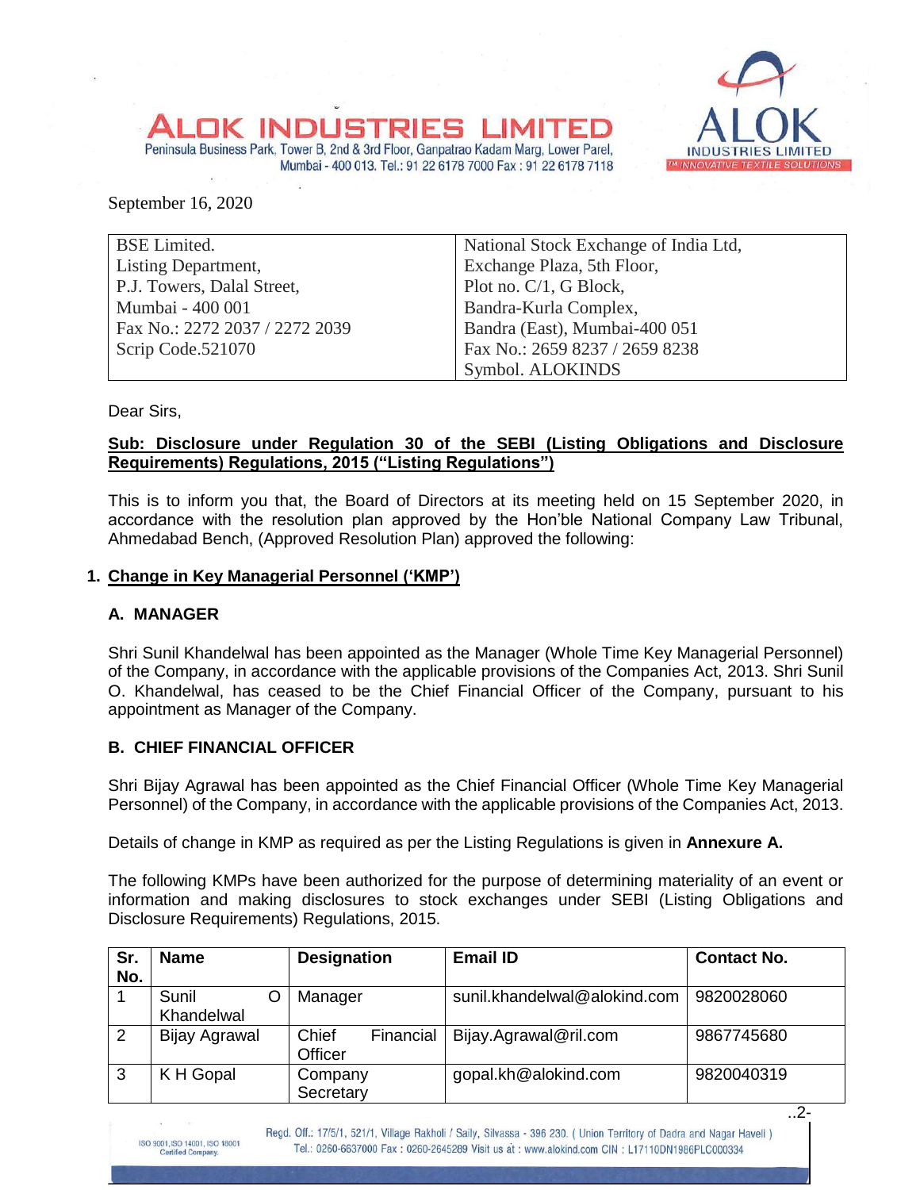# ALOK INDUSTRIES LIMITED

Peninsula Business Park, Tower B, 2nd & 3rd Floor, Ganpatrao Kadam Marg, Lower Parel, Mumbai - 400 013. Tel.: 91 22 6178 7000 Fax : 91 22 6178 7118

September 16, 2020

| BSE Limited.<br>Listing Department,<br>P.J. Towers, Dalal Street,<br>Mumbai - 400 001<br>Fax No.: 2272 2037 / 2272 2039<br>Scrip Code.521070 | National Stock Exchange of India Ltd,<br>Exchange Plaza, 5th Floor,<br>Plot no. C/1, G Block,<br>Bandra-Kurla Complex,<br>Bandra (East), Mumbai-400 051<br>Fax No.: 2659 8237 / 2659 8238<br>Symbol. ALOKINDS |
|---|---|

Dear Sirs,

**Sub: Disclosure under Regulation 30 of the SEBI (Listing Obligations and Disclosure Requirements) Regulations, 2015 ("Listing Regulations")**

This is to inform you that, the Board of Directors at its meeting held on 15 September 2020, in accordance with the resolution plan approved by the Hon'ble National Company Law Tribunal, Ahmedabad Bench, (Approved Resolution Plan) approved the following:

1. **Change in Key Managerial Personnel ('KMP')**

**A. MANAGER**

Shri Sunil Khandelwal has been appointed as the Manager (Whole Time Key Managerial Personnel) of the Company, in accordance with the applicable provisions of the Companies Act, 2013. Shri Sunil O. Khandelwal, has ceased to be the Chief Financial Officer of the Company, pursuant to his appointment as Manager of the Company.

**B. CHIEF FINANCIAL OFFICER**

Shri Bijay Agrawal has been appointed as the Chief Financial Officer (Whole Time Key Managerial Personnel) of the Company, in accordance with the applicable provisions of the Companies Act, 2013.

Details of change in KMP as required as per the Listing Regulations is given in **Annexure A.**

The following KMPs have been authorized for the purpose of determining materiality of an event or information and making disclosures to stock exchanges under SEBI (Listing Obligations and Disclosure Requirements) Regulations, 2015.

| Sr. No. | Name | Designation | Email ID | Contact No. |
|---|---|---|---|---|
| 1 | Sunil O Khandelwal | Manager | sunil.khandelwal@alokind.com | 9820028060 |
| 2 | Bijay Agrawal | Chief Financial Officer | Bijay.Agrawal@ril.com | 9867745680 |
| 3 | K H Gopal | Company Secretary | gopal.kh@alokind.com | 9820040319 |

..2-

Regd. Off.: 17/5/1, 521/1, Village Rakholi / Saily, Silvassa - 396 230. ( Union Territory of Dadra and Nagar Haveli ) Tel.: 0260-6637000 Fax : 0260-2645289 Visit us at : www.alokind.com CIN : L17110DN1986PLC000334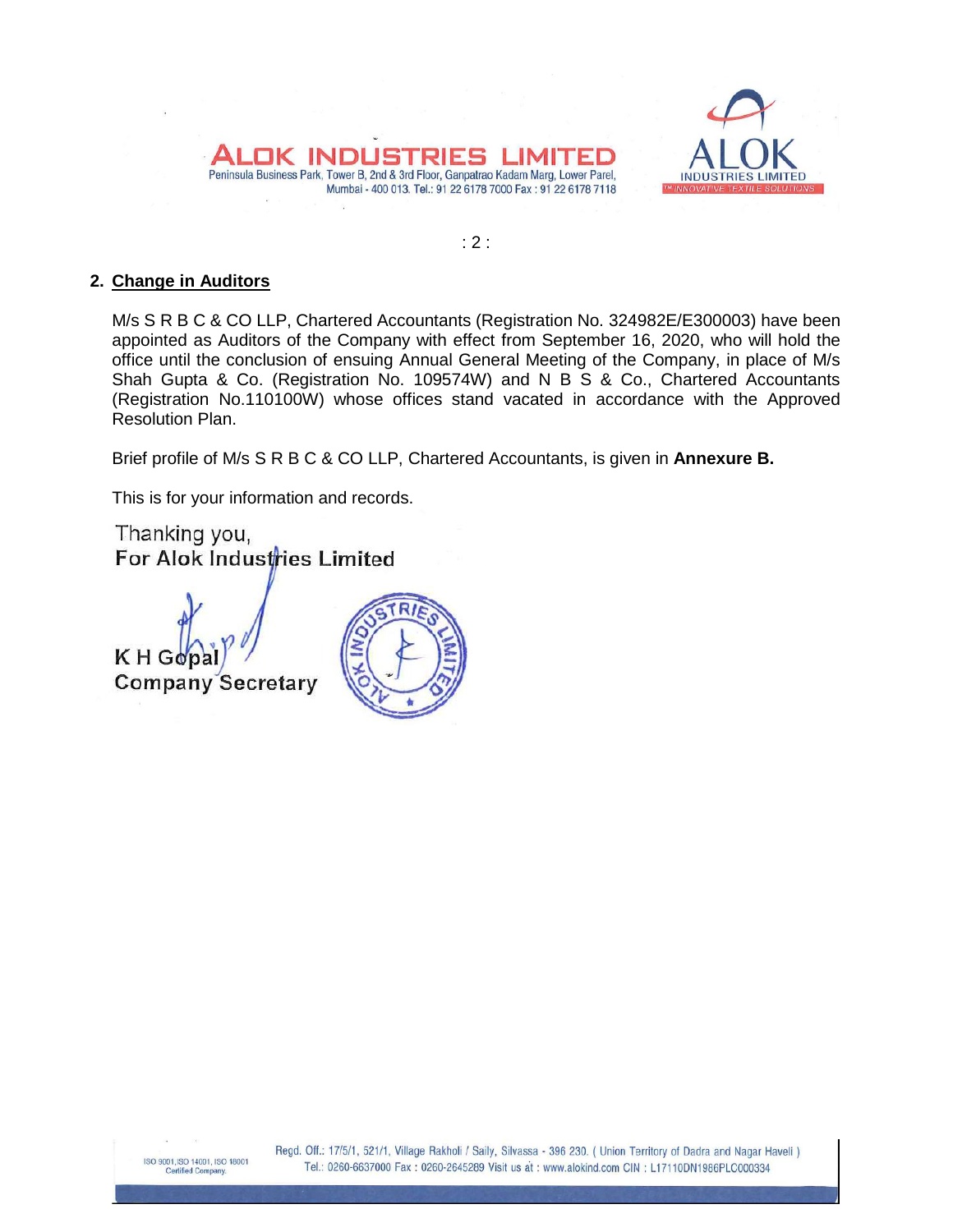## 2. Change in Auditors

M/s S R B C & CO LLP, Chartered Accountants (Registration No. 324982E/E300003) have been appointed as Auditors of the Company with effect from September 16, 2020, who will hold the office until the conclusion of ensuing Annual General Meeting of the Company, in place of M/s Shah Gupta & Co. (Registration No. 109574W) and N B S & Co., Chartered Accountants (Registration No.110100W) whose offices stand vacated in accordance with the Approved Resolution Plan.

Brief profile of M/s S R B C & CO LLP, Chartered Accountants, is given in **Annexure B.**

This is for your information and records.

Thanking you,
For Alok Industries Limited

K H Gopal
Company Secretary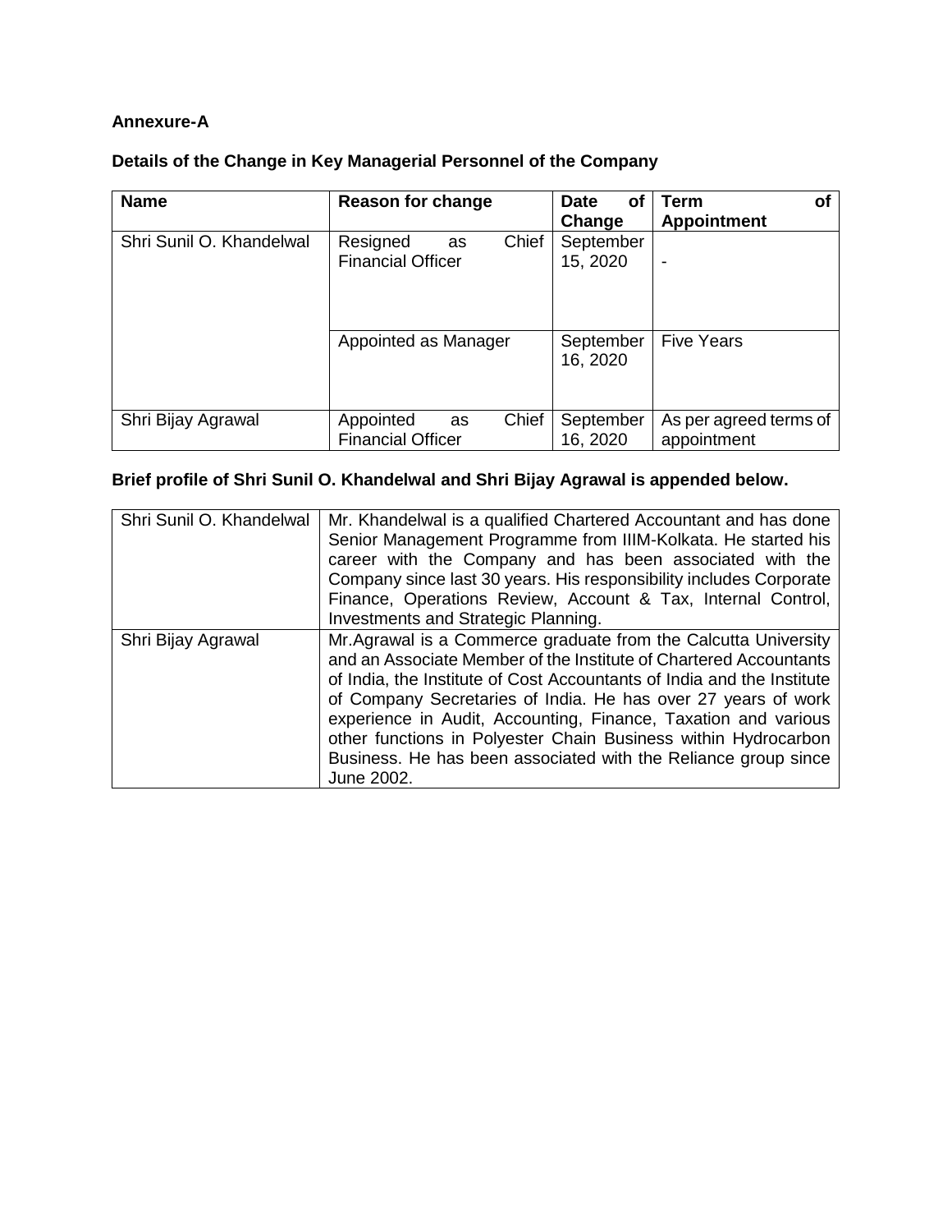**Annexure-A**

**Details of the Change in Key Managerial Personnel of the Company**

| Name | Reason for change | Date of Change | Term of Appointment |
|---|---|---|---|
| Shri Sunil O. Khandelwal | Resigned as Chief Financial Officer | September 15, 2020 | - |
| | Appointed as Manager | September 16, 2020 | Five Years |
| Shri Bijay Agrawal | Appointed as Chief Financial Officer | September 16, 2020 | As per agreed terms of appointment |

**Brief profile of Shri Sunil O. Khandelwal and Shri Bijay Agrawal is appended below.**

| | |
|---|---|
| Shri Sunil O. Khandelwal | Mr. Khandelwal is a qualified Chartered Accountant and has done Senior Management Programme from IIIM-Kolkata. He started his career with the Company and has been associated with the Company since last 30 years. His responsibility includes Corporate Finance, Operations Review, Account & Tax, Internal Control, Investments and Strategic Planning. |
| Shri Bijay Agrawal | Mr.Agrawal is a Commerce graduate from the Calcutta University and an Associate Member of the Institute of Chartered Accountants of India, the Institute of Cost Accountants of India and the Institute of Company Secretaries of India. He has over 27 years of work experience in Audit, Accounting, Finance, Taxation and various other functions in Polyester Chain Business within Hydrocarbon Business. He has been associated with the Reliance group since June 2002. |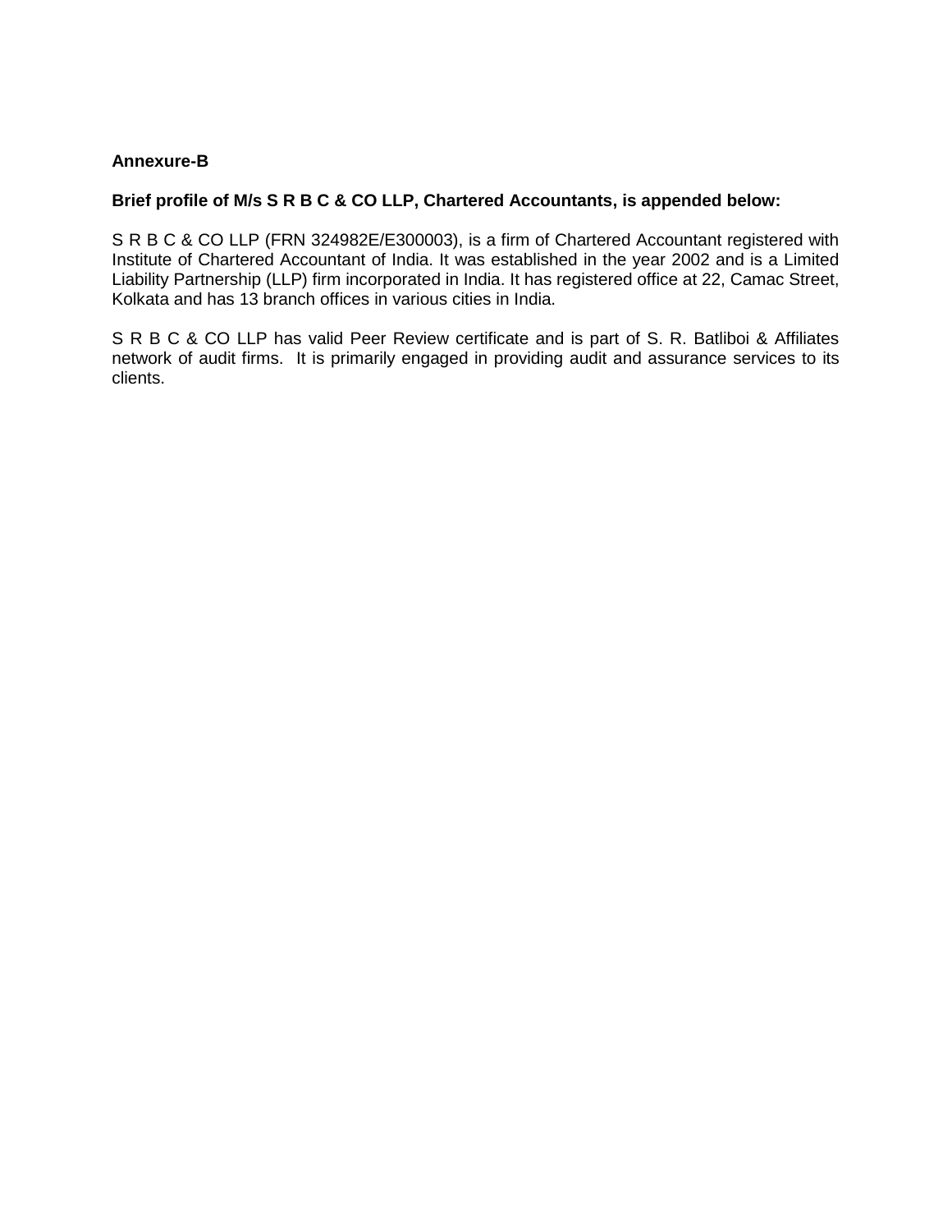**Annexure-B**

**Brief profile of M/s S R B C & CO LLP, Chartered Accountants, is appended below:**

S R B C & CO LLP (FRN 324982E/E300003), is a firm of Chartered Accountant registered with Institute of Chartered Accountant of India. It was established in the year 2002 and is a Limited Liability Partnership (LLP) firm incorporated in India. It has registered office at 22, Camac Street, Kolkata and has 13 branch offices in various cities in India.

S R B C & CO LLP has valid Peer Review certificate and is part of S. R. Batliboi & Affiliates network of audit firms. It is primarily engaged in providing audit and assurance services to its clients.